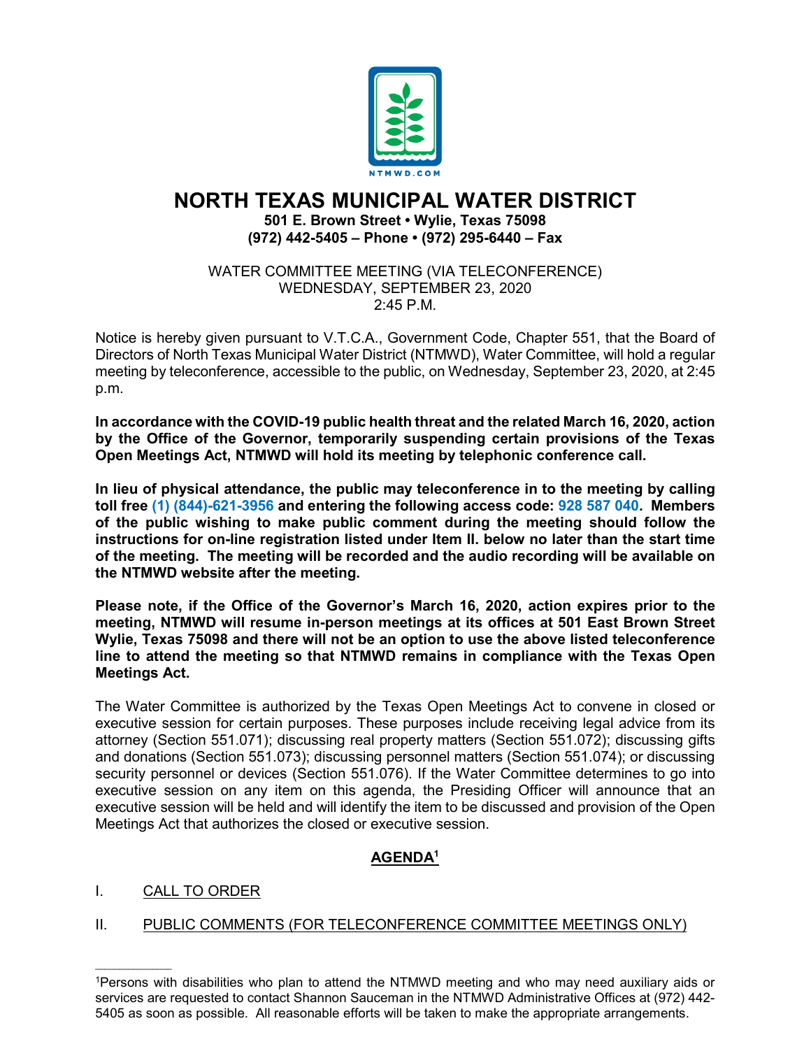NTMWD.COM

# NORTH TEXAS MUNICIPAL WATER DISTRICT

**501 E. Brown Street • Wylie, Texas 75098**
**(972) 442-5405 – Phone • (972) 295-6440 – Fax**

WATER COMMITTEE MEETING (VIA TELECONFERENCE)
WEDNESDAY, SEPTEMBER 23, 2020
2:45 P.M.

Notice is hereby given pursuant to V.T.C.A., Government Code, Chapter 551, that the Board of Directors of North Texas Municipal Water District (NTMWD), Water Committee, will hold a regular meeting by teleconference, accessible to the public, on Wednesday, September 23, 2020, at 2:45 p.m.

**In accordance with the COVID-19 public health threat and the related March 16, 2020, action by the Office of the Governor, temporarily suspending certain provisions of the Texas Open Meetings Act, NTMWD will hold its meeting by telephonic conference call.**

**In lieu of physical attendance, the public may teleconference in to the meeting by calling toll free (1) (844)-621-3956 and entering the following access code: 928 587 040. Members of the public wishing to make public comment during the meeting should follow the instructions for on-line registration listed under Item II. below no later than the start time of the meeting. The meeting will be recorded and the audio recording will be available on the NTMWD website after the meeting.**

**Please note, if the Office of the Governor's March 16, 2020, action expires prior to the meeting, NTMWD will resume in-person meetings at its offices at 501 East Brown Street Wylie, Texas 75098 and there will not be an option to use the above listed teleconference line to attend the meeting so that NTMWD remains in compliance with the Texas Open Meetings Act.**

The Water Committee is authorized by the Texas Open Meetings Act to convene in closed or executive session for certain purposes. These purposes include receiving legal advice from its attorney (Section 551.071); discussing real property matters (Section 551.072); discussing gifts and donations (Section 551.073); discussing personnel matters (Section 551.074); or discussing security personnel or devices (Section 551.076). If the Water Committee determines to go into executive session on any item on this agenda, the Presiding Officer will announce that an executive session will be held and will identify the item to be discussed and provision of the Open Meetings Act that authorizes the closed or executive session.

## AGENDA[1]

I. CALL TO ORDER

II. PUBLIC COMMENTS (FOR TELECONFERENCE COMMITTEE MEETINGS ONLY)

---

[1]Persons with disabilities who plan to attend the NTMWD meeting and who may need auxiliary aids or services are requested to contact Shannon Sauceman in the NTMWD Administrative Offices at (972) 442-5405 as soon as possible. All reasonable efforts will be taken to make the appropriate arrangements.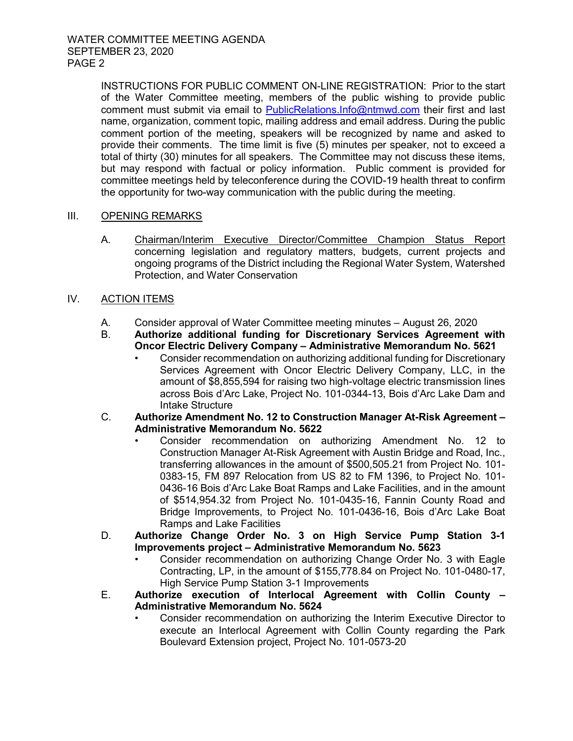INSTRUCTIONS FOR PUBLIC COMMENT ON-LINE REGISTRATION: Prior to the start of the Water Committee meeting, members of the public wishing to provide public comment must submit via email to PublicRelations.Info@ntmwd.com their first and last name, organization, comment topic, mailing address and email address. During the public comment portion of the meeting, speakers will be recognized by name and asked to provide their comments. The time limit is five (5) minutes per speaker, not to exceed a total of thirty (30) minutes for all speakers. The Committee may not discuss these items, but may respond with factual or policy information. Public comment is provided for committee meetings held by teleconference during the COVID-19 health threat to confirm the opportunity for two-way communication with the public during the meeting.

## III. OPENING REMARKS

A. Chairman/Interim Executive Director/Committee Champion Status Report concerning legislation and regulatory matters, budgets, current projects and ongoing programs of the District including the Regional Water System, Watershed Protection, and Water Conservation

## IV. ACTION ITEMS

A. Consider approval of Water Committee meeting minutes – August 26, 2020

B. **Authorize additional funding for Discretionary Services Agreement with Oncor Electric Delivery Company – Administrative Memorandum No. 5621**
- Consider recommendation on authorizing additional funding for Discretionary Services Agreement with Oncor Electric Delivery Company, LLC, in the amount of $8,855,594 for raising two high-voltage electric transmission lines across Bois d'Arc Lake, Project No. 101-0344-13, Bois d'Arc Lake Dam and Intake Structure

C. **Authorize Amendment No. 12 to Construction Manager At-Risk Agreement – Administrative Memorandum No. 5622**
- Consider recommendation on authorizing Amendment No. 12 to Construction Manager At-Risk Agreement with Austin Bridge and Road, Inc., transferring allowances in the amount of $500,505.21 from Project No. 101-0383-15, FM 897 Relocation from US 82 to FM 1396, to Project No. 101-0436-16 Bois d'Arc Lake Boat Ramps and Lake Facilities, and in the amount of $514,954.32 from Project No. 101-0435-16, Fannin County Road and Bridge Improvements, to Project No. 101-0436-16, Bois d'Arc Lake Boat Ramps and Lake Facilities

D. **Authorize Change Order No. 3 on High Service Pump Station 3-1 Improvements project – Administrative Memorandum No. 5623**
- Consider recommendation on authorizing Change Order No. 3 with Eagle Contracting, LP, in the amount of $155,778.84 on Project No. 101-0480-17, High Service Pump Station 3-1 Improvements

E. **Authorize execution of Interlocal Agreement with Collin County – Administrative Memorandum No. 5624**
- Consider recommendation on authorizing the Interim Executive Director to execute an Interlocal Agreement with Collin County regarding the Park Boulevard Extension project, Project No. 101-0573-20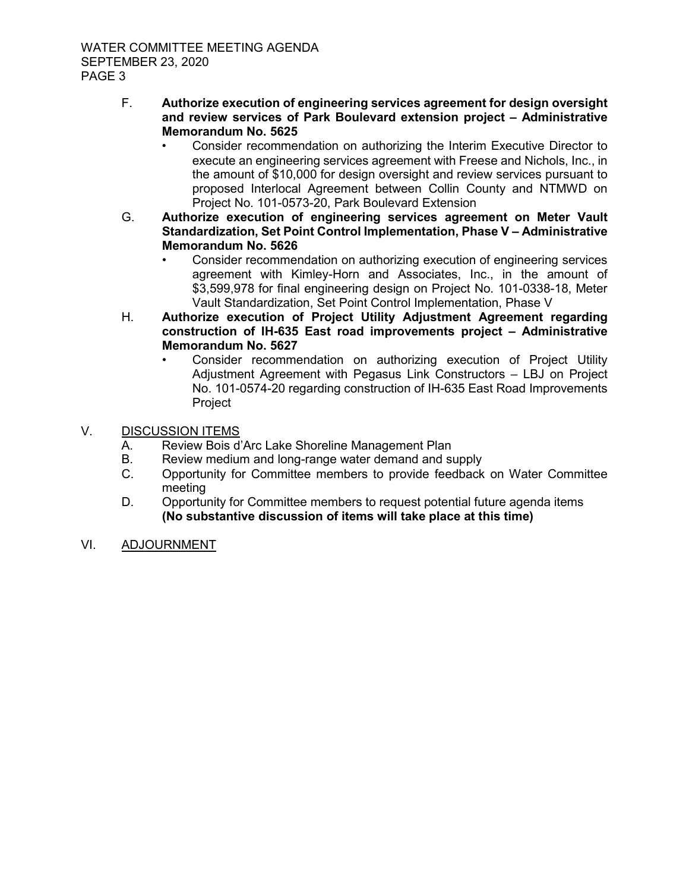F. **Authorize execution of engineering services agreement for design oversight and review services of Park Boulevard extension project – Administrative Memorandum No. 5625**
   - Consider recommendation on authorizing the Interim Executive Director to execute an engineering services agreement with Freese and Nichols, Inc., in the amount of $10,000 for design oversight and review services pursuant to proposed Interlocal Agreement between Collin County and NTMWD on Project No. 101-0573-20, Park Boulevard Extension

G. **Authorize execution of engineering services agreement on Meter Vault Standardization, Set Point Control Implementation, Phase V – Administrative Memorandum No. 5626**
   - Consider recommendation on authorizing execution of engineering services agreement with Kimley-Horn and Associates, Inc., in the amount of $3,599,978 for final engineering design on Project No. 101-0338-18, Meter Vault Standardization, Set Point Control Implementation, Phase V

H. **Authorize execution of Project Utility Adjustment Agreement regarding construction of IH-635 East road improvements project – Administrative Memorandum No. 5627**
   - Consider recommendation on authorizing execution of Project Utility Adjustment Agreement with Pegasus Link Constructors – LBJ on Project No. 101-0574-20 regarding construction of IH-635 East Road Improvements Project

## V. DISCUSSION ITEMS

A. Review Bois d'Arc Lake Shoreline Management Plan

B. Review medium and long-range water demand and supply

C. Opportunity for Committee members to provide feedback on Water Committee meeting

D. Opportunity for Committee members to request potential future agenda items **(No substantive discussion of items will take place at this time)**

## VI. ADJOURNMENT